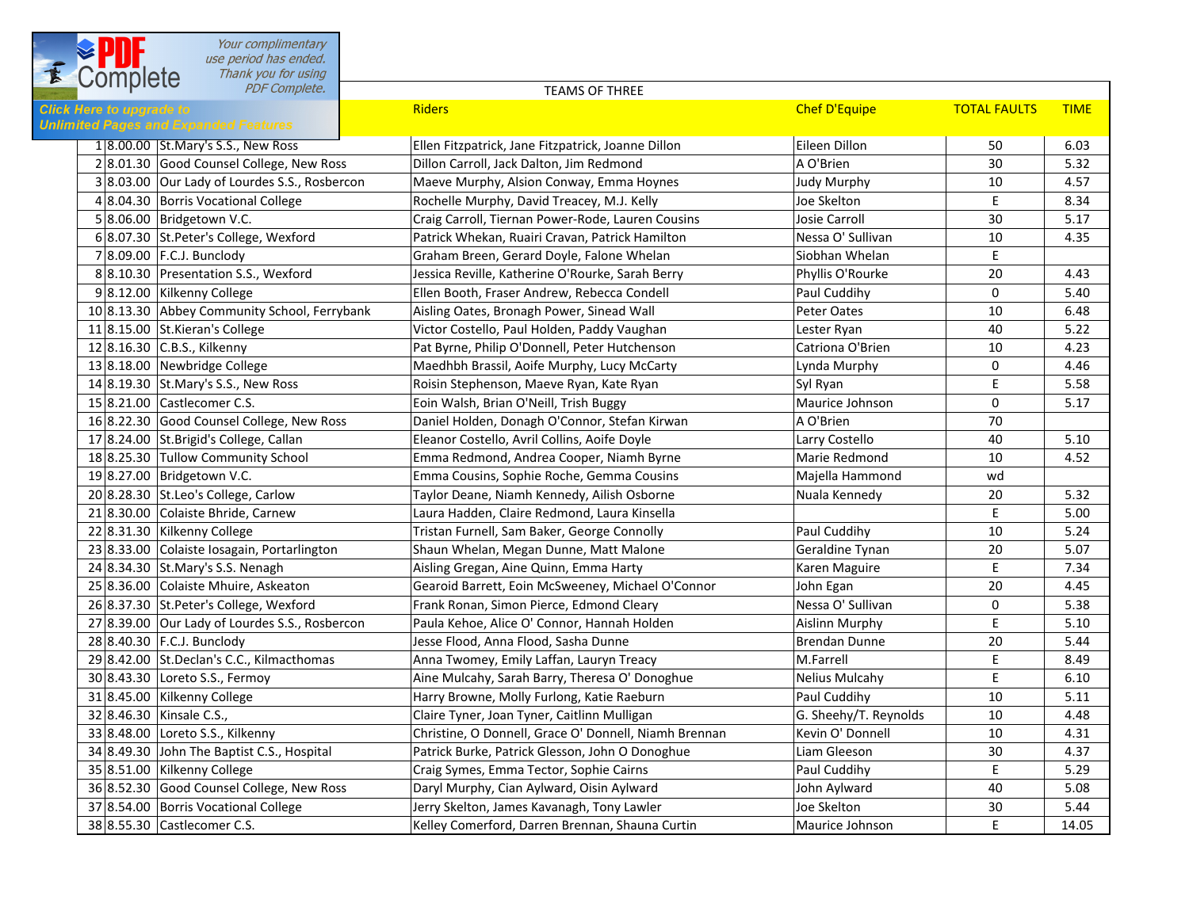TEAMS OF THREE

| | | | Riders | Chef D'Equipe | TOTAL FAULTS | TIME |
|---|---|---|---|---|---|---|
| 1 | 8.00.00 | St.Mary's S.S., New Ross | Ellen Fitzpatrick, Jane Fitzpatrick, Joanne Dillon | Eileen Dillon | 50 | 6.03 |
| 2 | 8.01.30 | Good Counsel College, New Ross | Dillon Carroll, Jack Dalton, Jim Redmond | A O'Brien | 30 | 5.32 |
| 3 | 8.03.00 | Our Lady of Lourdes S.S., Rosbercon | Maeve Murphy, Alsion Conway, Emma Hoynes | Judy Murphy | 10 | 4.57 |
| 4 | 8.04.30 | Borris Vocational College | Rochelle Murphy, David Treacey, M.J. Kelly | Joe Skelton | E | 8.34 |
| 5 | 8.06.00 | Bridgetown V.C. | Craig Carroll, Tiernan Power-Rode, Lauren Cousins | Josie Carroll | 30 | 5.17 |
| 6 | 8.07.30 | St.Peter's College, Wexford | Patrick Whekan, Ruairi Cravan, Patrick Hamilton | Nessa O' Sullivan | 10 | 4.35 |
| 7 | 8.09.00 | F.C.J. Bunclody | Graham Breen, Gerard Doyle, Falone Whelan | Siobhan Whelan | E | |
| 8 | 8.10.30 | Presentation S.S., Wexford | Jessica Reville, Katherine O'Rourke, Sarah Berry | Phyllis O'Rourke | 20 | 4.43 |
| 9 | 8.12.00 | Kilkenny College | Ellen Booth, Fraser Andrew, Rebecca Condell | Paul Cuddihy | 0 | 5.40 |
| 10 | 8.13.30 | Abbey Community School, Ferrybank | Aisling Oates, Bronagh Power, Sinead Wall | Peter Oates | 10 | 6.48 |
| 11 | 8.15.00 | St.Kieran's College | Victor Costello, Paul Holden, Paddy Vaughan | Lester Ryan | 40 | 5.22 |
| 12 | 8.16.30 | C.B.S., Kilkenny | Pat Byrne, Philip O'Donnell, Peter Hutchenson | Catriona O'Brien | 10 | 4.23 |
| 13 | 8.18.00 | Newbridge College | Maedhbh Brassil, Aoife Murphy, Lucy McCarty | Lynda Murphy | 0 | 4.46 |
| 14 | 8.19.30 | St.Mary's S.S., New Ross | Roisin Stephenson, Maeve Ryan, Kate Ryan | Syl Ryan | E | 5.58 |
| 15 | 8.21.00 | Castlecomer C.S. | Eoin Walsh, Brian O'Neill, Trish Buggy | Maurice Johnson | 0 | 5.17 |
| 16 | 8.22.30 | Good Counsel College, New Ross | Daniel Holden, Donagh O'Connor, Stefan Kirwan | A O'Brien | 70 | |
| 17 | 8.24.00 | St.Brigid's College, Callan | Eleanor Costello, Avril Collins, Aoife Doyle | Larry Costello | 40 | 5.10 |
| 18 | 8.25.30 | Tullow Community School | Emma Redmond, Andrea Cooper, Niamh Byrne | Marie Redmond | 10 | 4.52 |
| 19 | 8.27.00 | Bridgetown V.C. | Emma Cousins, Sophie Roche, Gemma Cousins | Majella Hammond | wd | |
| 20 | 8.28.30 | St.Leo's College, Carlow | Taylor Deane, Niamh Kennedy, Ailish Osborne | Nuala Kennedy | 20 | 5.32 |
| 21 | 8.30.00 | Colaiste Bhride, Carnew | Laura Hadden, Claire Redmond, Laura Kinsella | | E | 5.00 |
| 22 | 8.31.30 | Kilkenny College | Tristan Furnell, Sam Baker, George Connolly | Paul Cuddihy | 10 | 5.24 |
| 23 | 8.33.00 | Colaiste Iosagain, Portarlington | Shaun Whelan, Megan Dunne, Matt Malone | Geraldine Tynan | 20 | 5.07 |
| 24 | 8.34.30 | St.Mary's S.S. Nenagh | Aisling Gregan, Aine Quinn, Emma Harty | Karen Maguire | E | 7.34 |
| 25 | 8.36.00 | Colaiste Mhuire, Askeaton | Gearoid Barrett, Eoin McSweeney, Michael O'Connor | John Egan | 20 | 4.45 |
| 26 | 8.37.30 | St.Peter's College, Wexford | Frank Ronan, Simon Pierce, Edmond Cleary | Nessa O' Sullivan | 0 | 5.38 |
| 27 | 8.39.00 | Our Lady of Lourdes S.S., Rosbercon | Paula Kehoe, Alice O' Connor, Hannah Holden | Aislinn Murphy | E | 5.10 |
| 28 | 8.40.30 | F.C.J. Bunclody | Jesse Flood, Anna Flood, Sasha Dunne | Brendan Dunne | 20 | 5.44 |
| 29 | 8.42.00 | St.Declan's C.C., Kilmacthomas | Anna Twomey, Emily Laffan, Lauryn Treacy | M.Farrell | E | 8.49 |
| 30 | 8.43.30 | Loreto S.S., Fermoy | Aine Mulcahy, Sarah Barry, Theresa O' Donoghue | Nelius Mulcahy | E | 6.10 |
| 31 | 8.45.00 | Kilkenny College | Harry Browne, Molly Furlong, Katie Raeburn | Paul Cuddihy | 10 | 5.11 |
| 32 | 8.46.30 | Kinsale C.S., | Claire Tyner, Joan Tyner, Caitlinn Mulligan | G. Sheehy/T. Reynolds | 10 | 4.48 |
| 33 | 8.48.00 | Loreto S.S., Kilkenny | Christine, O Donnell, Grace O' Donnell, Niamh Brennan | Kevin O' Donnell | 10 | 4.31 |
| 34 | 8.49.30 | John The Baptist C.S., Hospital | Patrick Burke, Patrick Glesson, John O Donoghue | Liam Gleeson | 30 | 4.37 |
| 35 | 8.51.00 | Kilkenny College | Craig Symes, Emma Tector, Sophie Cairns | Paul Cuddihy | E | 5.29 |
| 36 | 8.52.30 | Good Counsel College, New Ross | Daryl Murphy, Cian Aylward, Oisin Aylward | John Aylward | 40 | 5.08 |
| 37 | 8.54.00 | Borris Vocational College | Jerry Skelton, James Kavanagh, Tony Lawler | Joe Skelton | 30 | 5.44 |
| 38 | 8.55.30 | Castlecomer C.S. | Kelley Comerford, Darren Brennan, Shauna Curtin | Maurice Johnson | E | 14.05 |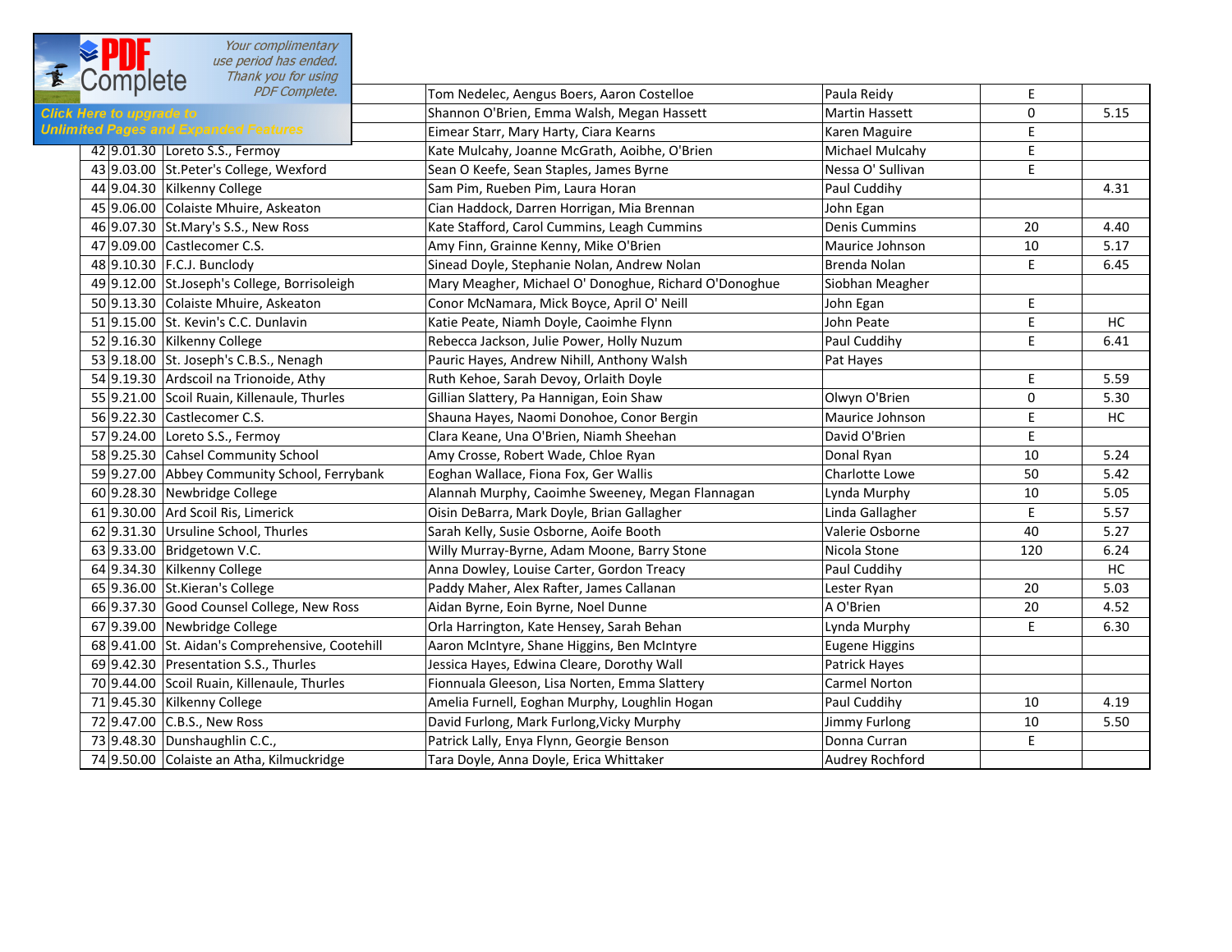Your complimentary use period has ended. Thank you for using PDF Complete.

Click Here to upgrade to Unlimited Pages and Expanded Features

| | | | | | | |
|---|---|---|---|---|---|---|
| | | | Tom Nedelec, Aengus Boers, Aaron Costelloe | Paula Reidy | E | |
| | | | Shannon O'Brien, Emma Walsh, Megan Hassett | Martin Hassett | 0 | 5.15 |
| | | | Eimear Starr, Mary Harty, Ciara Kearns | Karen Maguire | E | |
| 42 | 9.01.30 | Loreto S.S., Fermoy | Kate Mulcahy, Joanne McGrath, Aoibhe, O'Brien | Michael Mulcahy | E | |
| 43 | 9.03.00 | St.Peter's College, Wexford | Sean O Keefe, Sean Staples, James Byrne | Nessa O' Sullivan | E | |
| 44 | 9.04.30 | Kilkenny College | Sam Pim, Rueben Pim, Laura Horan | Paul Cuddihy | | 4.31 |
| 45 | 9.06.00 | Colaiste Mhuire, Askeaton | Cian Haddock, Darren Horrigan, Mia Brennan | John Egan | | |
| 46 | 9.07.30 | St.Mary's S.S., New Ross | Kate Stafford, Carol Cummins, Leagh Cummins | Denis Cummins | 20 | 4.40 |
| 47 | 9.09.00 | Castlecomer C.S. | Amy Finn, Grainne Kenny, Mike O'Brien | Maurice Johnson | 10 | 5.17 |
| 48 | 9.10.30 | F.C.J. Bunclody | Sinead Doyle, Stephanie Nolan, Andrew Nolan | Brenda Nolan | E | 6.45 |
| 49 | 9.12.00 | St.Joseph's College, Borrisoleigh | Mary Meagher, Michael O' Donoghue, Richard O'Donoghue | Siobhan Meagher | | |
| 50 | 9.13.30 | Colaiste Mhuire, Askeaton | Conor McNamara, Mick Boyce, April O' Neill | John Egan | E | |
| 51 | 9.15.00 | St. Kevin's C.C. Dunlavin | Katie Peate, Niamh Doyle, Caoimhe Flynn | John Peate | E | HC |
| 52 | 9.16.30 | Kilkenny College | Rebecca Jackson, Julie Power, Holly Nuzum | Paul Cuddihy | E | 6.41 |
| 53 | 9.18.00 | St. Joseph's C.B.S., Nenagh | Pauric Hayes, Andrew Nihill, Anthony Walsh | Pat Hayes | | |
| 54 | 9.19.30 | Ardscoil na Trionoide, Athy | Ruth Kehoe, Sarah Devoy, Orlaith Doyle | | E | 5.59 |
| 55 | 9.21.00 | Scoil Ruain, Killenaule, Thurles | Gillian Slattery, Pa Hannigan, Eoin Shaw | Olwyn O'Brien | 0 | 5.30 |
| 56 | 9.22.30 | Castlecomer C.S. | Shauna Hayes, Naomi Donohoe, Conor Bergin | Maurice Johnson | E | HC |
| 57 | 9.24.00 | Loreto S.S., Fermoy | Clara Keane, Una O'Brien, Niamh Sheehan | David O'Brien | E | |
| 58 | 9.25.30 | Cahsel Community School | Amy Crosse, Robert Wade, Chloe Ryan | Donal Ryan | 10 | 5.24 |
| 59 | 9.27.00 | Abbey Community School, Ferrybank | Eoghan Wallace, Fiona Fox, Ger Wallis | Charlotte Lowe | 50 | 5.42 |
| 60 | 9.28.30 | Newbridge College | Alannah Murphy, Caoimhe Sweeney, Megan Flannagan | Lynda Murphy | 10 | 5.05 |
| 61 | 9.30.00 | Ard Scoil Ris, Limerick | Oisin DeBarra, Mark Doyle, Brian Gallagher | Linda Gallagher | E | 5.57 |
| 62 | 9.31.30 | Ursuline School, Thurles | Sarah Kelly, Susie Osborne, Aoife Booth | Valerie Osborne | 40 | 5.27 |
| 63 | 9.33.00 | Bridgetown V.C. | Willy Murray-Byrne, Adam Moone, Barry Stone | Nicola Stone | 120 | 6.24 |
| 64 | 9.34.30 | Kilkenny College | Anna Dowley, Louise Carter, Gordon Treacy | Paul Cuddihy | | HC |
| 65 | 9.36.00 | St.Kieran's College | Paddy Maher, Alex Rafter, James Callanan | Lester Ryan | 20 | 5.03 |
| 66 | 9.37.30 | Good Counsel College, New Ross | Aidan Byrne, Eoin Byrne, Noel Dunne | A O'Brien | 20 | 4.52 |
| 67 | 9.39.00 | Newbridge College | Orla Harrington, Kate Hensey, Sarah Behan | Lynda Murphy | E | 6.30 |
| 68 | 9.41.00 | St. Aidan's Comprehensive, Cootehill | Aaron McIntyre, Shane Higgins, Ben McIntyre | Eugene Higgins | | |
| 69 | 9.42.30 | Presentation S.S., Thurles | Jessica Hayes, Edwina Cleare, Dorothy Wall | Patrick Hayes | | |
| 70 | 9.44.00 | Scoil Ruain, Killenaule, Thurles | Fionnuala Gleeson, Lisa Norten, Emma Slattery | Carmel Norton | | |
| 71 | 9.45.30 | Kilkenny College | Amelia Furnell, Eoghan Murphy, Loughlin Hogan | Paul Cuddihy | 10 | 4.19 |
| 72 | 9.47.00 | C.B.S., New Ross | David Furlong, Mark Furlong,Vicky Murphy | Jimmy Furlong | 10 | 5.50 |
| 73 | 9.48.30 | Dunshaughlin C.C., | Patrick Lally, Enya Flynn, Georgie Benson | Donna Curran | E | |
| 74 | 9.50.00 | Colaiste an Atha, Kilmuckridge | Tara Doyle, Anna Doyle, Erica Whittaker | Audrey Rochford | | |